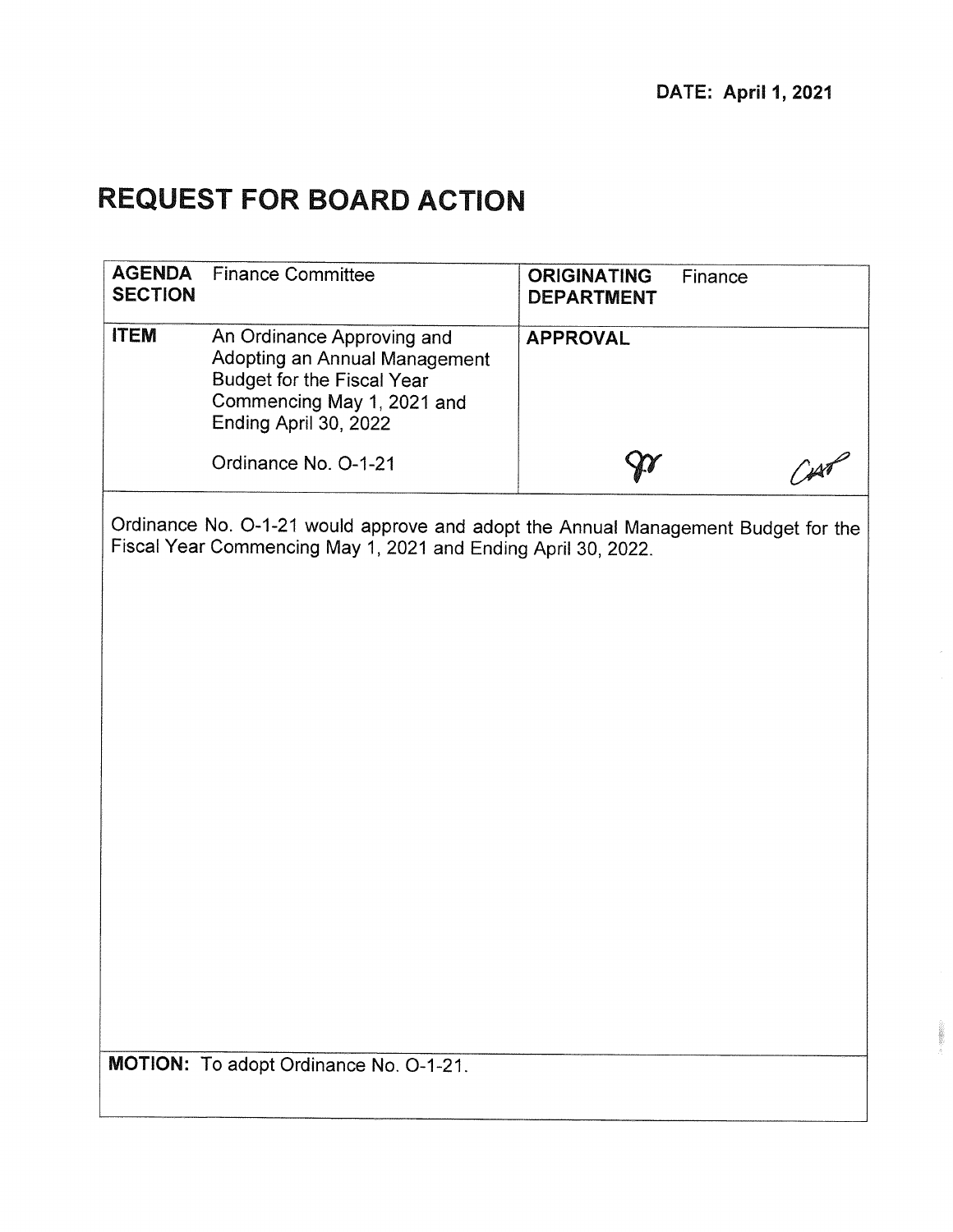DATE: April 1, 2021

# REQUEST FOR BOARD ACTION

| AGENDA SECTION | Finance Committee | ORIGINATING DEPARTMENT | Finance |
|---|---|---|---|
| ITEM | An Ordinance Approving and Adopting an Annual Management Budget for the Fiscal Year Commencing May 1, 2021 and Ending April 30, 2022<br><br>Ordinance No. O-1-21 | APPROVAL | |

Ordinance No. O-1-21 would approve and adopt the Annual Management Budget for the Fiscal Year Commencing May 1, 2021 and Ending April 30, 2022.

**MOTION:** To adopt Ordinance No. O-1-21.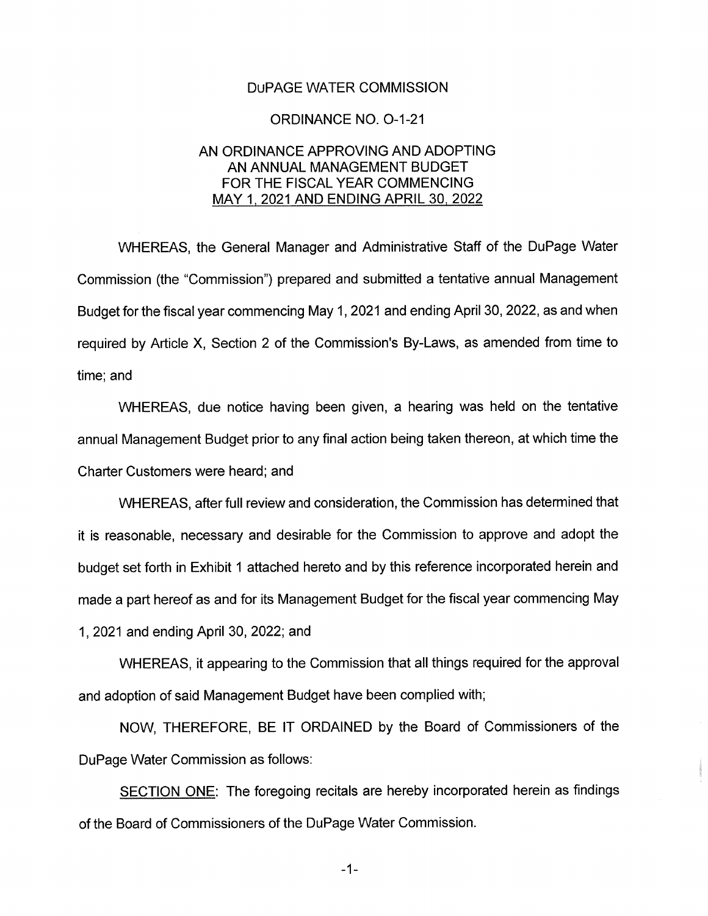# DuPAGE WATER COMMISSION

## ORDINANCE NO. O-1-21

## AN ORDINANCE APPROVING AND ADOPTING AN ANNUAL MANAGEMENT BUDGET FOR THE FISCAL YEAR COMMENCING MAY 1, 2021 AND ENDING APRIL 30, 2022

WHEREAS, the General Manager and Administrative Staff of the DuPage Water Commission (the "Commission") prepared and submitted a tentative annual Management Budget for the fiscal year commencing May 1, 2021 and ending April 30, 2022, as and when required by Article X, Section 2 of the Commission's By-Laws, as amended from time to time; and

WHEREAS, due notice having been given, a hearing was held on the tentative annual Management Budget prior to any final action being taken thereon, at which time the Charter Customers were heard; and

WHEREAS, after full review and consideration, the Commission has determined that it is reasonable, necessary and desirable for the Commission to approve and adopt the budget set forth in Exhibit 1 attached hereto and by this reference incorporated herein and made a part hereof as and for its Management Budget for the fiscal year commencing May 1, 2021 and ending April 30, 2022; and

WHEREAS, it appearing to the Commission that all things required for the approval and adoption of said Management Budget have been complied with;

NOW, THEREFORE, BE IT ORDAINED by the Board of Commissioners of the DuPage Water Commission as follows:

SECTION ONE: The foregoing recitals are hereby incorporated herein as findings of the Board of Commissioners of the DuPage Water Commission.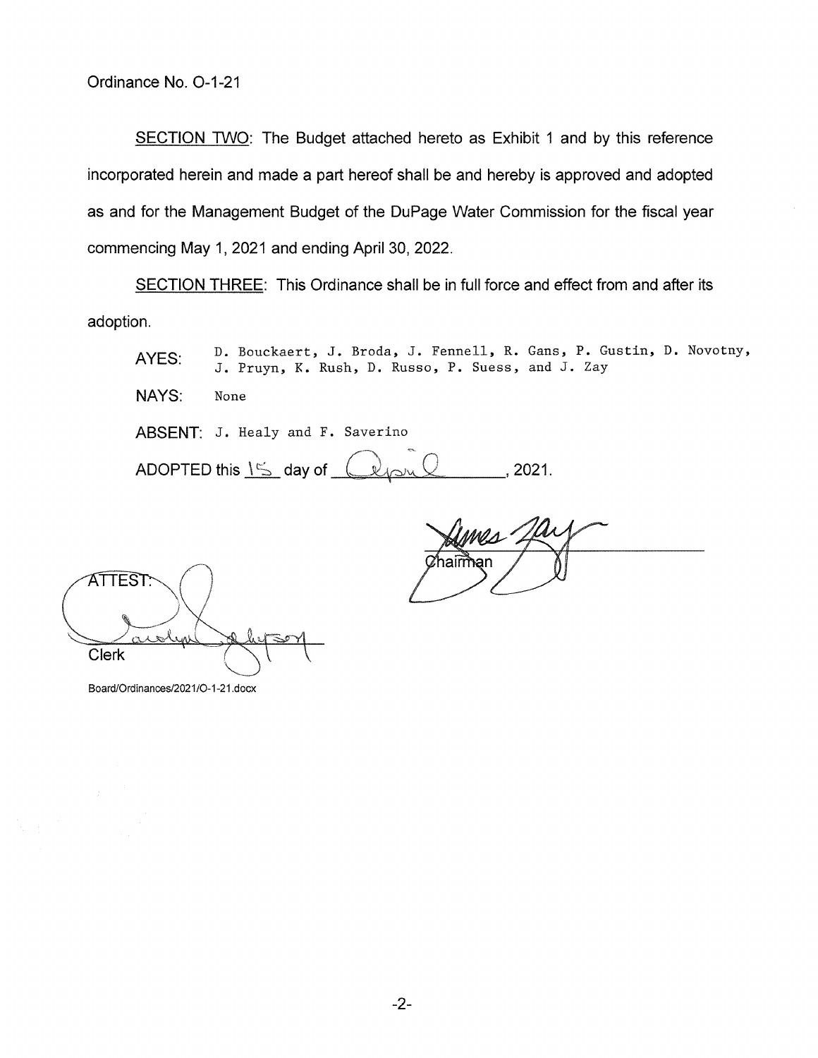Ordinance No. O-1-21

<u>SECTION TWO</u>: The Budget attached hereto as Exhibit 1 and by this reference incorporated herein and made a part hereof shall be and hereby is approved and adopted as and for the Management Budget of the DuPage Water Commission for the fiscal year commencing May 1, 2021 and ending April 30, 2022.

<u>SECTION THREE</u>: This Ordinance shall be in full force and effect from and after its adoption.

AYES: D. Bouckaert, J. Broda, J. Fennell, R. Gans, P. Gustin, D. Novotny, J. Pruyn, K. Rush, D. Russo, P. Suess, and J. Zay

NAYS: None

ABSENT: J. Healy and F. Saverino

ADOPTED this 15 day of April, 2021.

Chairman

ATTEST:

Clerk

Board/Ordinances/2021/O-1-21.docx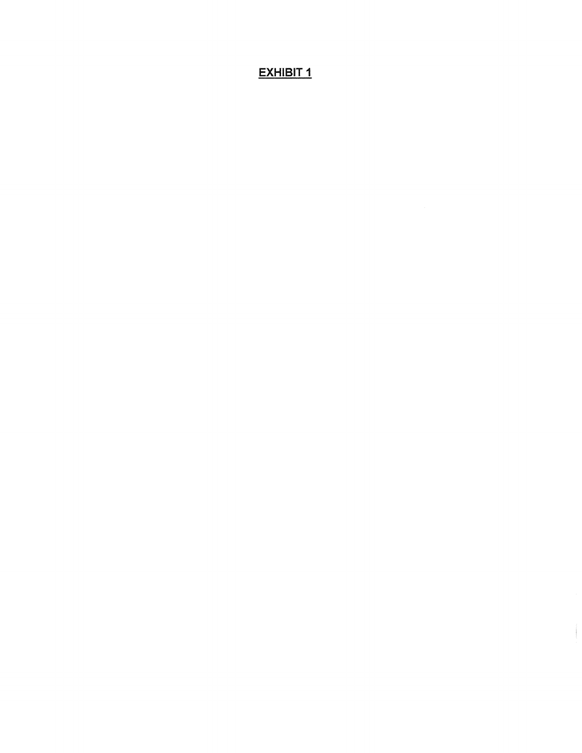**EXHIBIT 1**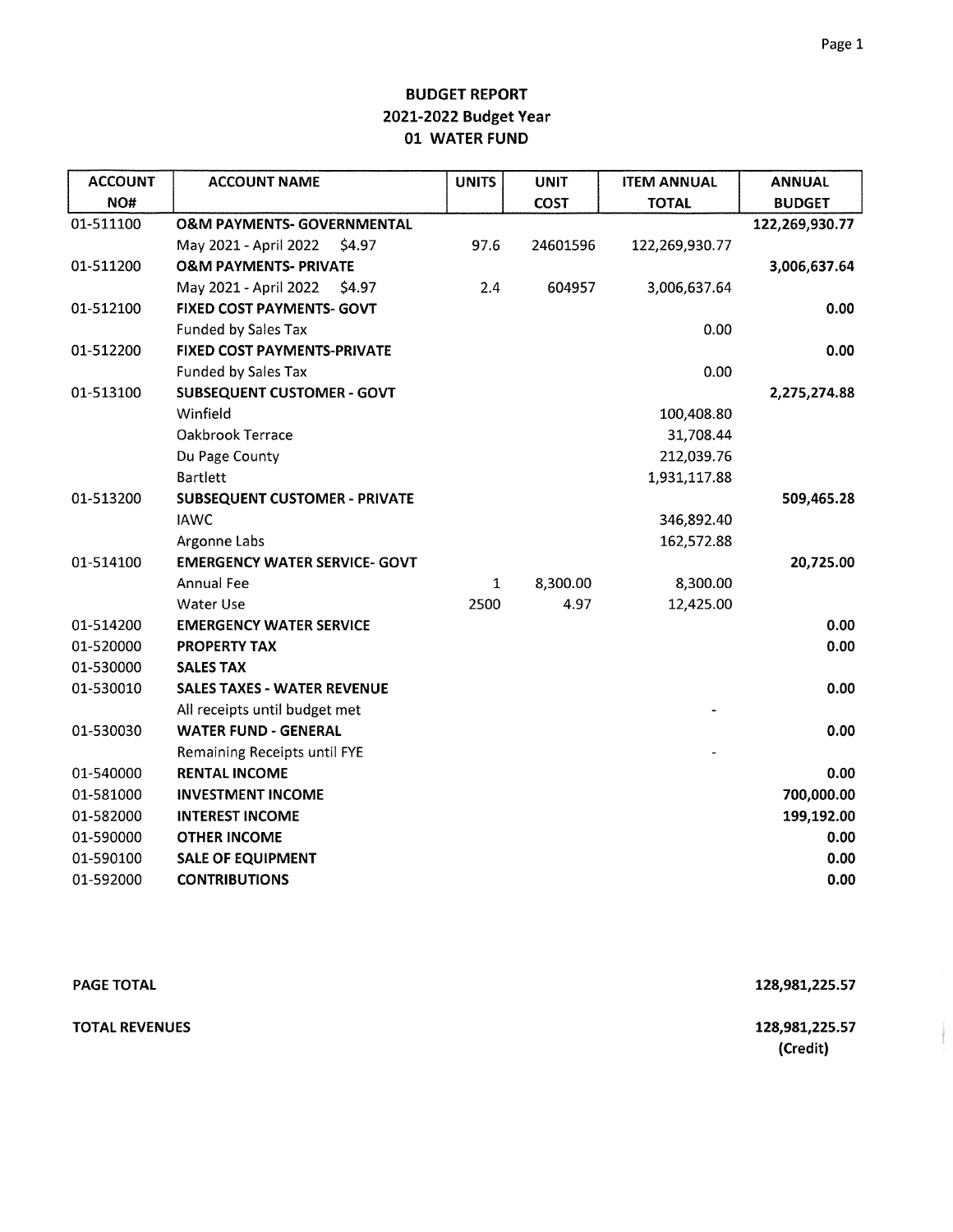# BUDGET REPORT
## 2021-2022 Budget Year
## 01 WATER FUND

| ACCOUNT NO# | ACCOUNT NAME | UNITS | UNIT COST | ITEM ANNUAL TOTAL | ANNUAL BUDGET |
|---|---|---|---|---|---|
| 01-511100 | **O&M PAYMENTS- GOVERNMENTAL** | | | | **122,269,930.77** |
| | May 2021 - April 2022 $4.97 | 97.6 | 24601596 | 122,269,930.77 | |
| 01-511200 | **O&M PAYMENTS- PRIVATE** | | | | **3,006,637.64** |
| | May 2021 - April 2022 $4.97 | 2.4 | 604957 | 3,006,637.64 | |
| 01-512100 | **FIXED COST PAYMENTS- GOVT** | | | | **0.00** |
| | Funded by Sales Tax | | | 0.00 | |
| 01-512200 | **FIXED COST PAYMENTS-PRIVATE** | | | | **0.00** |
| | Funded by Sales Tax | | | 0.00 | |
| 01-513100 | **SUBSEQUENT CUSTOMER - GOVT** | | | | **2,275,274.88** |
| | Winfield | | | 100,408.80 | |
| | Oakbrook Terrace | | | 31,708.44 | |
| | Du Page County | | | 212,039.76 | |
| | Bartlett | | | 1,931,117.88 | |
| 01-513200 | **SUBSEQUENT CUSTOMER - PRIVATE** | | | | **509,465.28** |
| | IAWC | | | 346,892.40 | |
| | Argonne Labs | | | 162,572.88 | |
| 01-514100 | **EMERGENCY WATER SERVICE- GOVT** | | | | **20,725.00** |
| | Annual Fee | 1 | 8,300.00 | 8,300.00 | |
| | Water Use | 2500 | 4.97 | 12,425.00 | |
| 01-514200 | **EMERGENCY WATER SERVICE** | | | | **0.00** |
| 01-520000 | **PROPERTY TAX** | | | | **0.00** |
| 01-530000 | **SALES TAX** | | | | |
| 01-530010 | **SALES TAXES - WATER REVENUE** | | | | **0.00** |
| | All receipts until budget met | | | - | |
| 01-530030 | **WATER FUND - GENERAL** | | | | **0.00** |
| | Remaining Receipts until FYE | | | - | |
| 01-540000 | **RENTAL INCOME** | | | | **0.00** |
| 01-581000 | **INVESTMENT INCOME** | | | | **700,000.00** |
| 01-582000 | **INTEREST INCOME** | | | | **199,192.00** |
| 01-590000 | **OTHER INCOME** | | | | **0.00** |
| 01-590100 | **SALE OF EQUIPMENT** | | | | **0.00** |
| 01-592000 | **CONTRIBUTIONS** | | | | **0.00** |

**PAGE TOTAL** **128,981,225.57**

**TOTAL REVENUES** **128,981,225.57**
**(Credit)**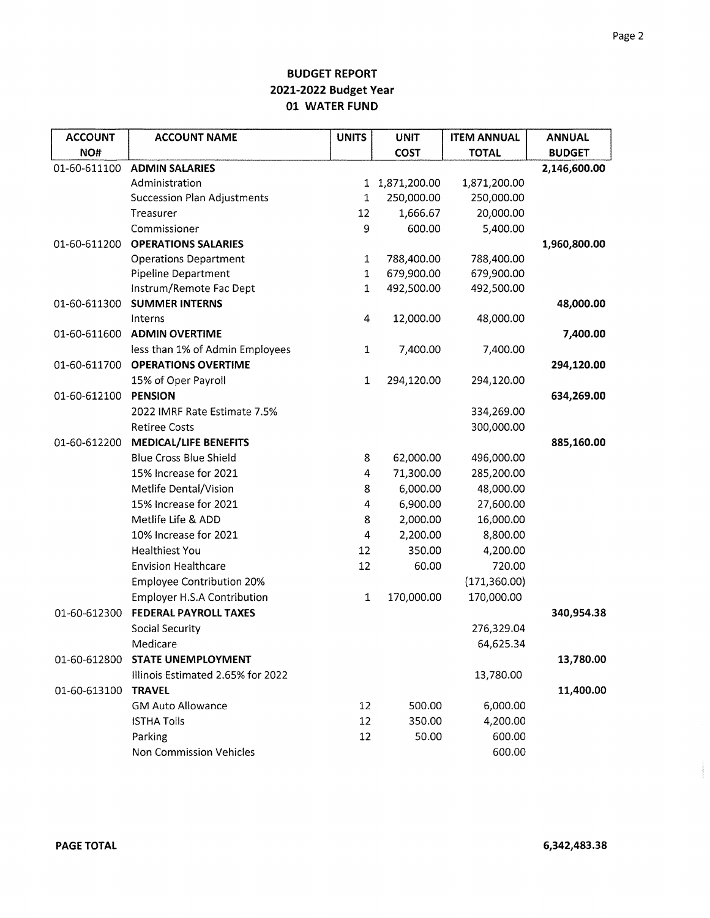# BUDGET REPORT
## 2021-2022 Budget Year
## 01 WATER FUND

| ACCOUNT NO# | ACCOUNT NAME | UNITS | UNIT COST | ITEM ANNUAL TOTAL | ANNUAL BUDGET |
|---|---|---|---|---|---|
| 01-60-611100 | **ADMIN SALARIES** | | | | **2,146,600.00** |
| | Administration | 1 | 1,871,200.00 | 1,871,200.00 | |
| | Succession Plan Adjustments | 1 | 250,000.00 | 250,000.00 | |
| | Treasurer | 12 | 1,666.67 | 20,000.00 | |
| | Commissioner | 9 | 600.00 | 5,400.00 | |
| 01-60-611200 | **OPERATIONS SALARIES** | | | | **1,960,800.00** |
| | Operations Department | 1 | 788,400.00 | 788,400.00 | |
| | Pipeline Department | 1 | 679,900.00 | 679,900.00 | |
| | Instrum/Remote Fac Dept | 1 | 492,500.00 | 492,500.00 | |
| 01-60-611300 | **SUMMER INTERNS** | | | | **48,000.00** |
| | Interns | 4 | 12,000.00 | 48,000.00 | |
| 01-60-611600 | **ADMIN OVERTIME** | | | | **7,400.00** |
| | less than 1% of Admin Employees | 1 | 7,400.00 | 7,400.00 | |
| 01-60-611700 | **OPERATIONS OVERTIME** | | | | **294,120.00** |
| | 15% of Oper Payroll | 1 | 294,120.00 | 294,120.00 | |
| 01-60-612100 | **PENSION** | | | | **634,269.00** |
| | 2022 IMRF Rate Estimate 7.5% | | | 334,269.00 | |
| | Retiree Costs | | | 300,000.00 | |
| 01-60-612200 | **MEDICAL/LIFE BENEFITS** | | | | **885,160.00** |
| | Blue Cross Blue Shield | 8 | 62,000.00 | 496,000.00 | |
| | 15% Increase for 2021 | 4 | 71,300.00 | 285,200.00 | |
| | Metlife Dental/Vision | 8 | 6,000.00 | 48,000.00 | |
| | 15% Increase for 2021 | 4 | 6,900.00 | 27,600.00 | |
| | Metlife Life & ADD | 8 | 2,000.00 | 16,000.00 | |
| | 10% Increase for 2021 | 4 | 2,200.00 | 8,800.00 | |
| | Healthiest You | 12 | 350.00 | 4,200.00 | |
| | Envision Healthcare | 12 | 60.00 | 720.00 | |
| | Employee Contribution 20% | | | (171,360.00) | |
| | Employer H.S.A Contribution | 1 | 170,000.00 | 170,000.00 | |
| 01-60-612300 | **FEDERAL PAYROLL TAXES** | | | | **340,954.38** |
| | Social Security | | | 276,329.04 | |
| | Medicare | | | 64,625.34 | |
| 01-60-612800 | **STATE UNEMPLOYMENT** | | | | **13,780.00** |
| | Illinois Estimated 2.65% for 2022 | | | 13,780.00 | |
| 01-60-613100 | **TRAVEL** | | | | **11,400.00** |
| | GM Auto Allowance | 12 | 500.00 | 6,000.00 | |
| | ISTHA Tolls | 12 | 350.00 | 4,200.00 | |
| | Parking | 12 | 50.00 | 600.00 | |
| | Non Commission Vehicles | | | 600.00 | |

**PAGE TOTAL** **6,342,483.38**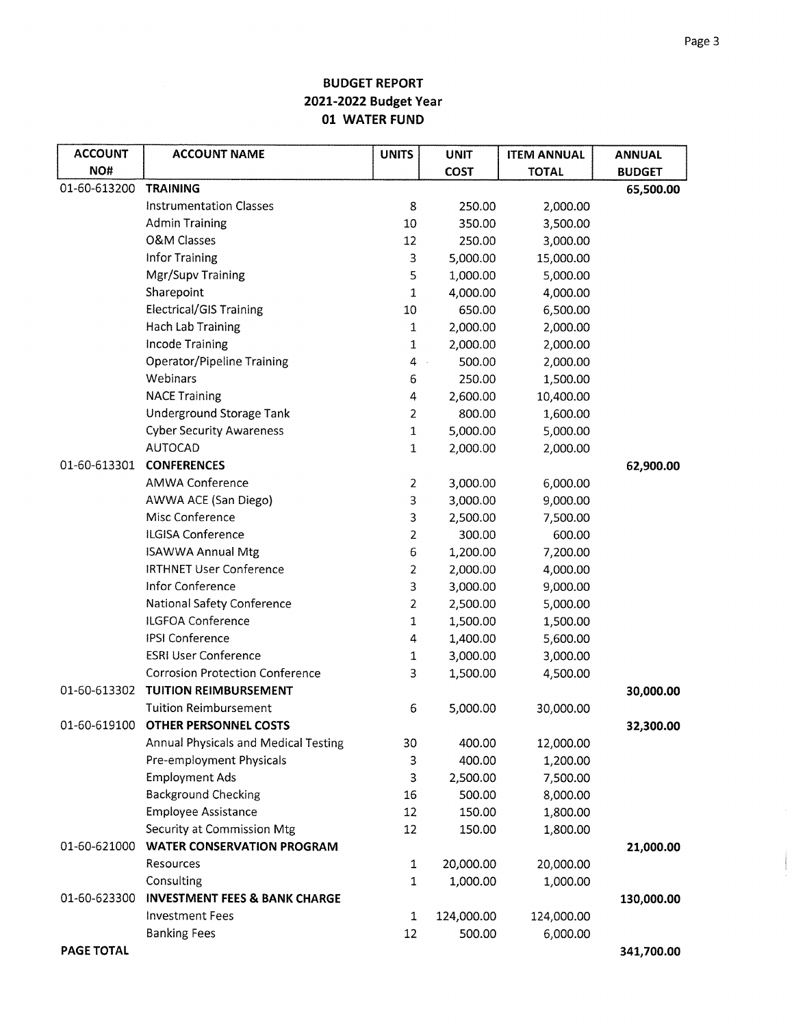**BUDGET REPORT**
**2021-2022 Budget Year**
**01 WATER FUND**

| ACCOUNT NO# | ACCOUNT NAME | UNITS | UNIT COST | ITEM ANNUAL TOTAL | ANNUAL BUDGET |
|---|---|---|---|---|---|
| 01-60-613200 | **TRAINING** | | | | **65,500.00** |
| | Instrumentation Classes | 8 | 250.00 | 2,000.00 | |
| | Admin Training | 10 | 350.00 | 3,500.00 | |
| | O&M Classes | 12 | 250.00 | 3,000.00 | |
| | Infor Training | 3 | 5,000.00 | 15,000.00 | |
| | Mgr/Supv Training | 5 | 1,000.00 | 5,000.00 | |
| | Sharepoint | 1 | 4,000.00 | 4,000.00 | |
| | Electrical/GIS Training | 10 | 650.00 | 6,500.00 | |
| | Hach Lab Training | 1 | 2,000.00 | 2,000.00 | |
| | Incode Training | 1 | 2,000.00 | 2,000.00 | |
| | Operator/Pipeline Training | 4 | 500.00 | 2,000.00 | |
| | Webinars | 6 | 250.00 | 1,500.00 | |
| | NACE Training | 4 | 2,600.00 | 10,400.00 | |
| | Underground Storage Tank | 2 | 800.00 | 1,600.00 | |
| | Cyber Security Awareness | 1 | 5,000.00 | 5,000.00 | |
| | AUTOCAD | 1 | 2,000.00 | 2,000.00 | |
| 01-60-613301 | **CONFERENCES** | | | | **62,900.00** |
| | AMWA Conference | 2 | 3,000.00 | 6,000.00 | |
| | AWWA ACE (San Diego) | 3 | 3,000.00 | 9,000.00 | |
| | Misc Conference | 3 | 2,500.00 | 7,500.00 | |
| | ILGISA Conference | 2 | 300.00 | 600.00 | |
| | ISAWWA Annual Mtg | 6 | 1,200.00 | 7,200.00 | |
| | IRTHNET User Conference | 2 | 2,000.00 | 4,000.00 | |
| | Infor Conference | 3 | 3,000.00 | 9,000.00 | |
| | National Safety Conference | 2 | 2,500.00 | 5,000.00 | |
| | ILGFOA Conference | 1 | 1,500.00 | 1,500.00 | |
| | IPSI Conference | 4 | 1,400.00 | 5,600.00 | |
| | ESRI User Conference | 1 | 3,000.00 | 3,000.00 | |
| | Corrosion Protection Conference | 3 | 1,500.00 | 4,500.00 | |
| 01-60-613302 | **TUITION REIMBURSEMENT** | | | | **30,000.00** |
| | Tuition Reimbursement | 6 | 5,000.00 | 30,000.00 | |
| 01-60-619100 | **OTHER PERSONNEL COSTS** | | | | **32,300.00** |
| | Annual Physicals and Medical Testing | 30 | 400.00 | 12,000.00 | |
| | Pre-employment Physicals | 3 | 400.00 | 1,200.00 | |
| | Employment Ads | 3 | 2,500.00 | 7,500.00 | |
| | Background Checking | 16 | 500.00 | 8,000.00 | |
| | Employee Assistance | 12 | 150.00 | 1,800.00 | |
| | Security at Commission Mtg | 12 | 150.00 | 1,800.00 | |
| 01-60-621000 | **WATER CONSERVATION PROGRAM** | | | | **21,000.00** |
| | Resources | 1 | 20,000.00 | 20,000.00 | |
| | Consulting | 1 | 1,000.00 | 1,000.00 | |
| 01-60-623300 | **INVESTMENT FEES & BANK CHARGE** | | | | **130,000.00** |
| | Investment Fees | 1 | 124,000.00 | 124,000.00 | |
| | Banking Fees | 12 | 500.00 | 6,000.00 | |
| **PAGE TOTAL** | | | | | **341,700.00** |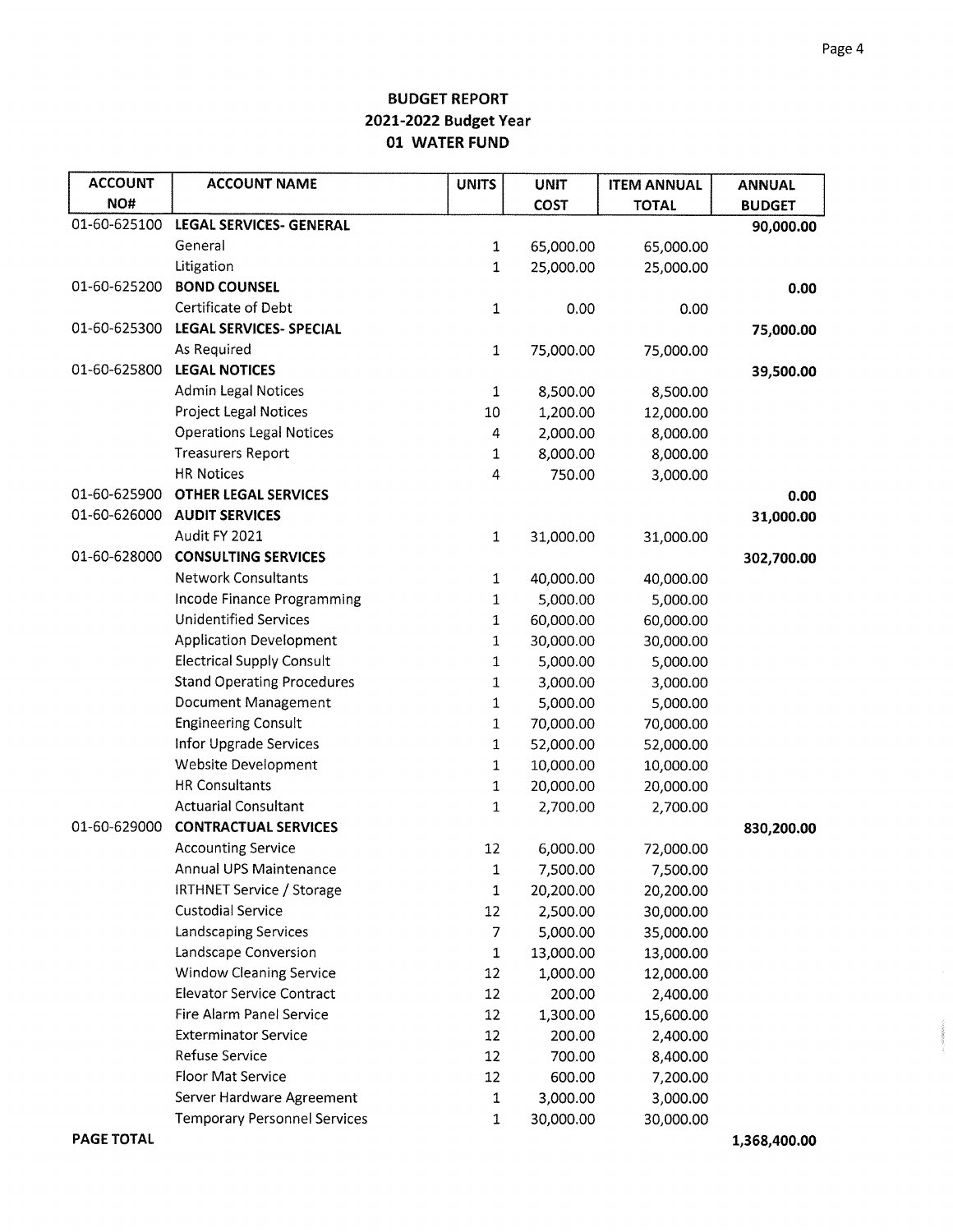**BUDGET REPORT**
**2021-2022 Budget Year**
**01 WATER FUND**

| ACCOUNT NO# | ACCOUNT NAME | UNITS | UNIT COST | ITEM ANNUAL TOTAL | ANNUAL BUDGET |
|---|---|---|---|---|---|
| 01-60-625100 | **LEGAL SERVICES- GENERAL** | | | | **90,000.00** |
| | General | 1 | 65,000.00 | 65,000.00 | |
| | Litigation | 1 | 25,000.00 | 25,000.00 | |
| 01-60-625200 | **BOND COUNSEL** | | | | **0.00** |
| | Certificate of Debt | 1 | 0.00 | 0.00 | |
| 01-60-625300 | **LEGAL SERVICES- SPECIAL** | | | | **75,000.00** |
| | As Required | 1 | 75,000.00 | 75,000.00 | |
| 01-60-625800 | **LEGAL NOTICES** | | | | **39,500.00** |
| | Admin Legal Notices | 1 | 8,500.00 | 8,500.00 | |
| | Project Legal Notices | 10 | 1,200.00 | 12,000.00 | |
| | Operations Legal Notices | 4 | 2,000.00 | 8,000.00 | |
| | Treasurers Report | 1 | 8,000.00 | 8,000.00 | |
| | HR Notices | 4 | 750.00 | 3,000.00 | |
| 01-60-625900 | **OTHER LEGAL SERVICES** | | | | **0.00** |
| 01-60-626000 | **AUDIT SERVICES** | | | | **31,000.00** |
| | Audit FY 2021 | 1 | 31,000.00 | 31,000.00 | |
| 01-60-628000 | **CONSULTING SERVICES** | | | | **302,700.00** |
| | Network Consultants | 1 | 40,000.00 | 40,000.00 | |
| | Incode Finance Programming | 1 | 5,000.00 | 5,000.00 | |
| | Unidentified Services | 1 | 60,000.00 | 60,000.00 | |
| | Application Development | 1 | 30,000.00 | 30,000.00 | |
| | Electrical Supply Consult | 1 | 5,000.00 | 5,000.00 | |
| | Stand Operating Procedures | 1 | 3,000.00 | 3,000.00 | |
| | Document Management | 1 | 5,000.00 | 5,000.00 | |
| | Engineering Consult | 1 | 70,000.00 | 70,000.00 | |
| | Infor Upgrade Services | 1 | 52,000.00 | 52,000.00 | |
| | Website Development | 1 | 10,000.00 | 10,000.00 | |
| | HR Consultants | 1 | 20,000.00 | 20,000.00 | |
| | Actuarial Consultant | 1 | 2,700.00 | 2,700.00 | |
| 01-60-629000 | **CONTRACTUAL SERVICES** | | | | **830,200.00** |
| | Accounting Service | 12 | 6,000.00 | 72,000.00 | |
| | Annual UPS Maintenance | 1 | 7,500.00 | 7,500.00 | |
| | IRTHNET Service / Storage | 1 | 20,200.00 | 20,200.00 | |
| | Custodial Service | 12 | 2,500.00 | 30,000.00 | |
| | Landscaping Services | 7 | 5,000.00 | 35,000.00 | |
| | Landscape Conversion | 1 | 13,000.00 | 13,000.00 | |
| | Window Cleaning Service | 12 | 1,000.00 | 12,000.00 | |
| | Elevator Service Contract | 12 | 200.00 | 2,400.00 | |
| | Fire Alarm Panel Service | 12 | 1,300.00 | 15,600.00 | |
| | Exterminator Service | 12 | 200.00 | 2,400.00 | |
| | Refuse Service | 12 | 700.00 | 8,400.00 | |
| | Floor Mat Service | 12 | 600.00 | 7,200.00 | |
| | Server Hardware Agreement | 1 | 3,000.00 | 3,000.00 | |
| | Temporary Personnel Services | 1 | 30,000.00 | 30,000.00 | |
| **PAGE TOTAL** | | | | | **1,368,400.00** |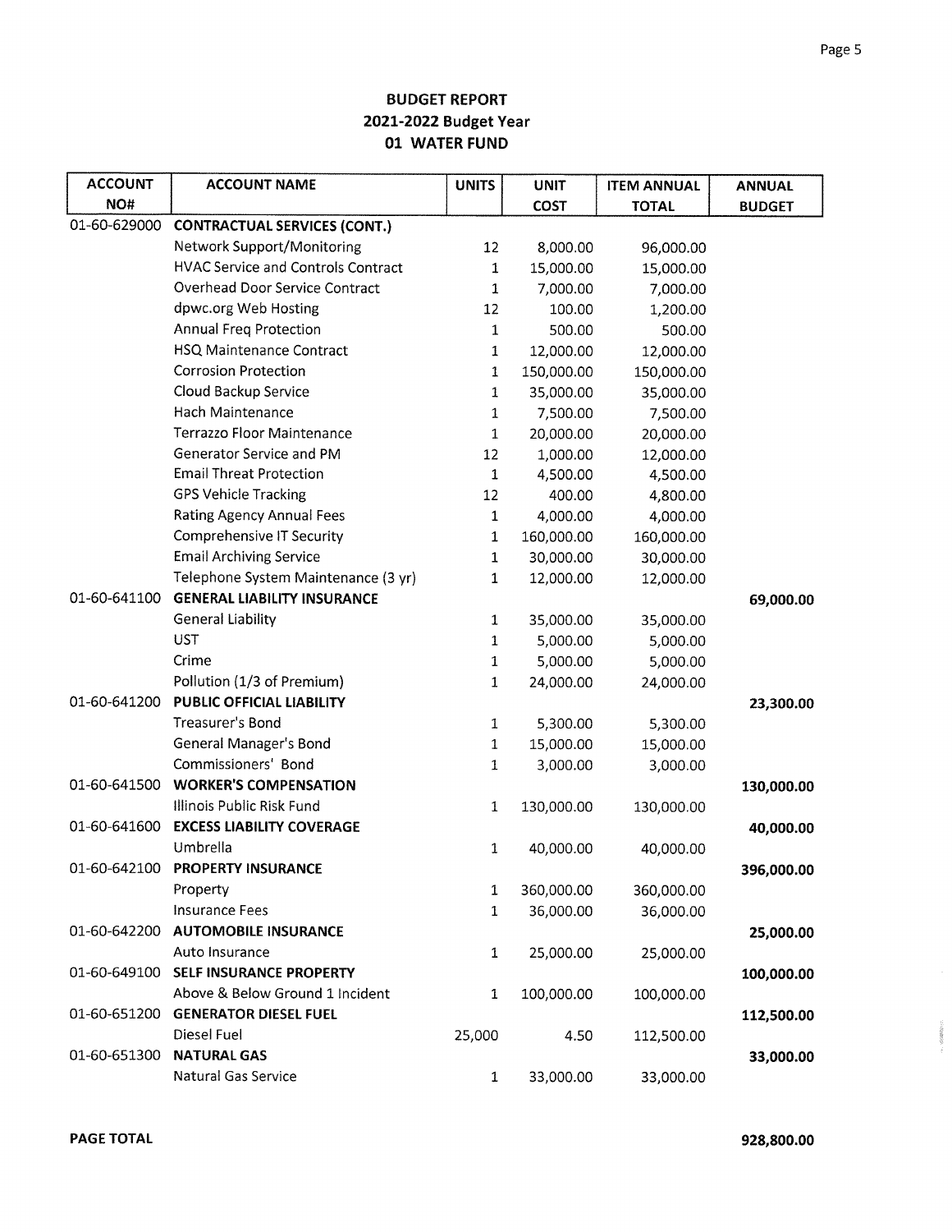# BUDGET REPORT
## 2021-2022 Budget Year
## 01 WATER FUND

| ACCOUNT NO# | ACCOUNT NAME | UNITS | UNIT COST | ITEM ANNUAL TOTAL | ANNUAL BUDGET |
|---|---|---|---|---|---|
| 01-60-629000 | **CONTRACTUAL SERVICES (CONT.)** | | | | |
| | Network Support/Monitoring | 12 | 8,000.00 | 96,000.00 | |
| | HVAC Service and Controls Contract | 1 | 15,000.00 | 15,000.00 | |
| | Overhead Door Service Contract | 1 | 7,000.00 | 7,000.00 | |
| | dpwc.org Web Hosting | 12 | 100.00 | 1,200.00 | |
| | Annual Freq Protection | 1 | 500.00 | 500.00 | |
| | HSQ Maintenance Contract | 1 | 12,000.00 | 12,000.00 | |
| | Corrosion Protection | 1 | 150,000.00 | 150,000.00 | |
| | Cloud Backup Service | 1 | 35,000.00 | 35,000.00 | |
| | Hach Maintenance | 1 | 7,500.00 | 7,500.00 | |
| | Terrazzo Floor Maintenance | 1 | 20,000.00 | 20,000.00 | |
| | Generator Service and PM | 12 | 1,000.00 | 12,000.00 | |
| | Email Threat Protection | 1 | 4,500.00 | 4,500.00 | |
| | GPS Vehicle Tracking | 12 | 400.00 | 4,800.00 | |
| | Rating Agency Annual Fees | 1 | 4,000.00 | 4,000.00 | |
| | Comprehensive IT Security | 1 | 160,000.00 | 160,000.00 | |
| | Email Archiving Service | 1 | 30,000.00 | 30,000.00 | |
| | Telephone System Maintenance (3 yr) | 1 | 12,000.00 | 12,000.00 | |
| 01-60-641100 | **GENERAL LIABILITY INSURANCE** | | | | 69,000.00 |
| | General Liability | 1 | 35,000.00 | 35,000.00 | |
| | UST | 1 | 5,000.00 | 5,000.00 | |
| | Crime | 1 | 5,000.00 | 5,000.00 | |
| | Pollution (1/3 of Premium) | 1 | 24,000.00 | 24,000.00 | |
| 01-60-641200 | **PUBLIC OFFICIAL LIABILITY** | | | | 23,300.00 |
| | Treasurer's Bond | 1 | 5,300.00 | 5,300.00 | |
| | General Manager's Bond | 1 | 15,000.00 | 15,000.00 | |
| | Commissioners' Bond | 1 | 3,000.00 | 3,000.00 | |
| 01-60-641500 | **WORKER'S COMPENSATION** | | | | 130,000.00 |
| | Illinois Public Risk Fund | 1 | 130,000.00 | 130,000.00 | |
| 01-60-641600 | **EXCESS LIABILITY COVERAGE** | | | | 40,000.00 |
| | Umbrella | 1 | 40,000.00 | 40,000.00 | |
| 01-60-642100 | **PROPERTY INSURANCE** | | | | 396,000.00 |
| | Property | 1 | 360,000.00 | 360,000.00 | |
| | Insurance Fees | 1 | 36,000.00 | 36,000.00 | |
| 01-60-642200 | **AUTOMOBILE INSURANCE** | | | | 25,000.00 |
| | Auto Insurance | 1 | 25,000.00 | 25,000.00 | |
| 01-60-649100 | **SELF INSURANCE PROPERTY** | | | | 100,000.00 |
| | Above & Below Ground 1 Incident | 1 | 100,000.00 | 100,000.00 | |
| 01-60-651200 | **GENERATOR DIESEL FUEL** | | | | 112,500.00 |
| | Diesel Fuel | 25,000 | 4.50 | 112,500.00 | |
| 01-60-651300 | **NATURAL GAS** | | | | 33,000.00 |
| | Natural Gas Service | 1 | 33,000.00 | 33,000.00 | |

**PAGE TOTAL** 928,800.00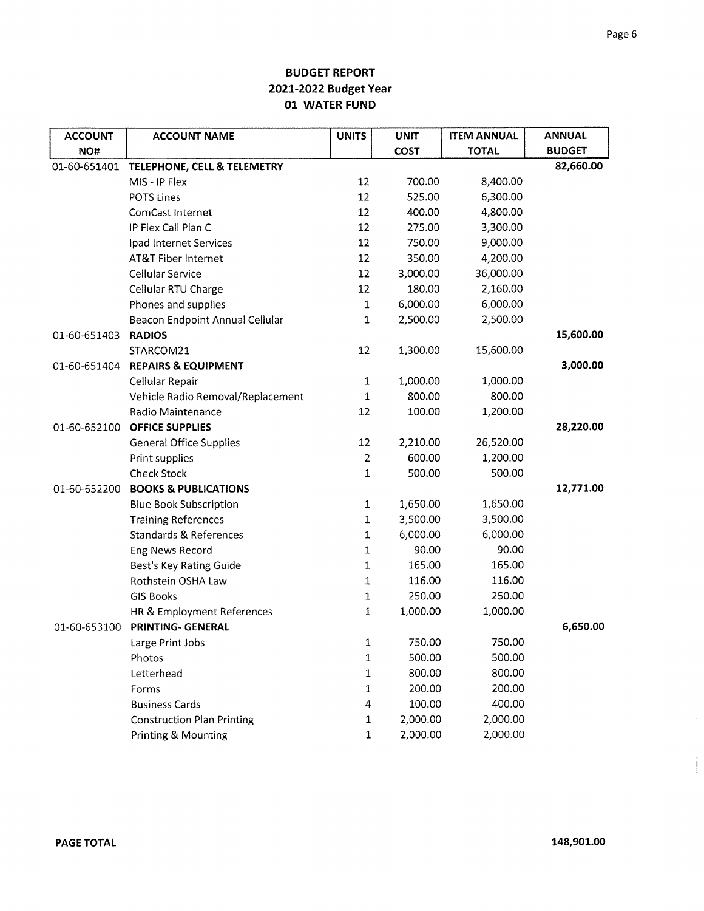# BUDGET REPORT
## 2021-2022 Budget Year
## 01 WATER FUND

| ACCOUNT NO# | ACCOUNT NAME | UNITS | UNIT COST | ITEM ANNUAL TOTAL | ANNUAL BUDGET |
|---|---|---|---|---|---|
| 01-60-651401 | **TELEPHONE, CELL & TELEMETRY** | | | | **82,660.00** |
| | MIS - IP Flex | 12 | 700.00 | 8,400.00 | |
| | POTS Lines | 12 | 525.00 | 6,300.00 | |
| | ComCast Internet | 12 | 400.00 | 4,800.00 | |
| | IP Flex Call Plan C | 12 | 275.00 | 3,300.00 | |
| | Ipad Internet Services | 12 | 750.00 | 9,000.00 | |
| | AT&T Fiber Internet | 12 | 350.00 | 4,200.00 | |
| | Cellular Service | 12 | 3,000.00 | 36,000.00 | |
| | Cellular RTU Charge | 12 | 180.00 | 2,160.00 | |
| | Phones and supplies | 1 | 6,000.00 | 6,000.00 | |
| | Beacon Endpoint Annual Cellular | 1 | 2,500.00 | 2,500.00 | |
| 01-60-651403 | **RADIOS** | | | | **15,600.00** |
| | STARCOM21 | 12 | 1,300.00 | 15,600.00 | |
| 01-60-651404 | **REPAIRS & EQUIPMENT** | | | | **3,000.00** |
| | Cellular Repair | 1 | 1,000.00 | 1,000.00 | |
| | Vehicle Radio Removal/Replacement | 1 | 800.00 | 800.00 | |
| | Radio Maintenance | 12 | 100.00 | 1,200.00 | |
| 01-60-652100 | **OFFICE SUPPLIES** | | | | **28,220.00** |
| | General Office Supplies | 12 | 2,210.00 | 26,520.00 | |
| | Print supplies | 2 | 600.00 | 1,200.00 | |
| | Check Stock | 1 | 500.00 | 500.00 | |
| 01-60-652200 | **BOOKS & PUBLICATIONS** | | | | **12,771.00** |
| | Blue Book Subscription | 1 | 1,650.00 | 1,650.00 | |
| | Training References | 1 | 3,500.00 | 3,500.00 | |
| | Standards & References | 1 | 6,000.00 | 6,000.00 | |
| | Eng News Record | 1 | 90.00 | 90.00 | |
| | Best's Key Rating Guide | 1 | 165.00 | 165.00 | |
| | Rothstein OSHA Law | 1 | 116.00 | 116.00 | |
| | GIS Books | 1 | 250.00 | 250.00 | |
| | HR & Employment References | 1 | 1,000.00 | 1,000.00 | |
| 01-60-653100 | **PRINTING- GENERAL** | | | | **6,650.00** |
| | Large Print Jobs | 1 | 750.00 | 750.00 | |
| | Photos | 1 | 500.00 | 500.00 | |
| | Letterhead | 1 | 800.00 | 800.00 | |
| | Forms | 1 | 200.00 | 200.00 | |
| | Business Cards | 4 | 100.00 | 400.00 | |
| | Construction Plan Printing | 1 | 2,000.00 | 2,000.00 | |
| | Printing & Mounting | 1 | 2,000.00 | 2,000.00 | |

**PAGE TOTAL** **148,901.00**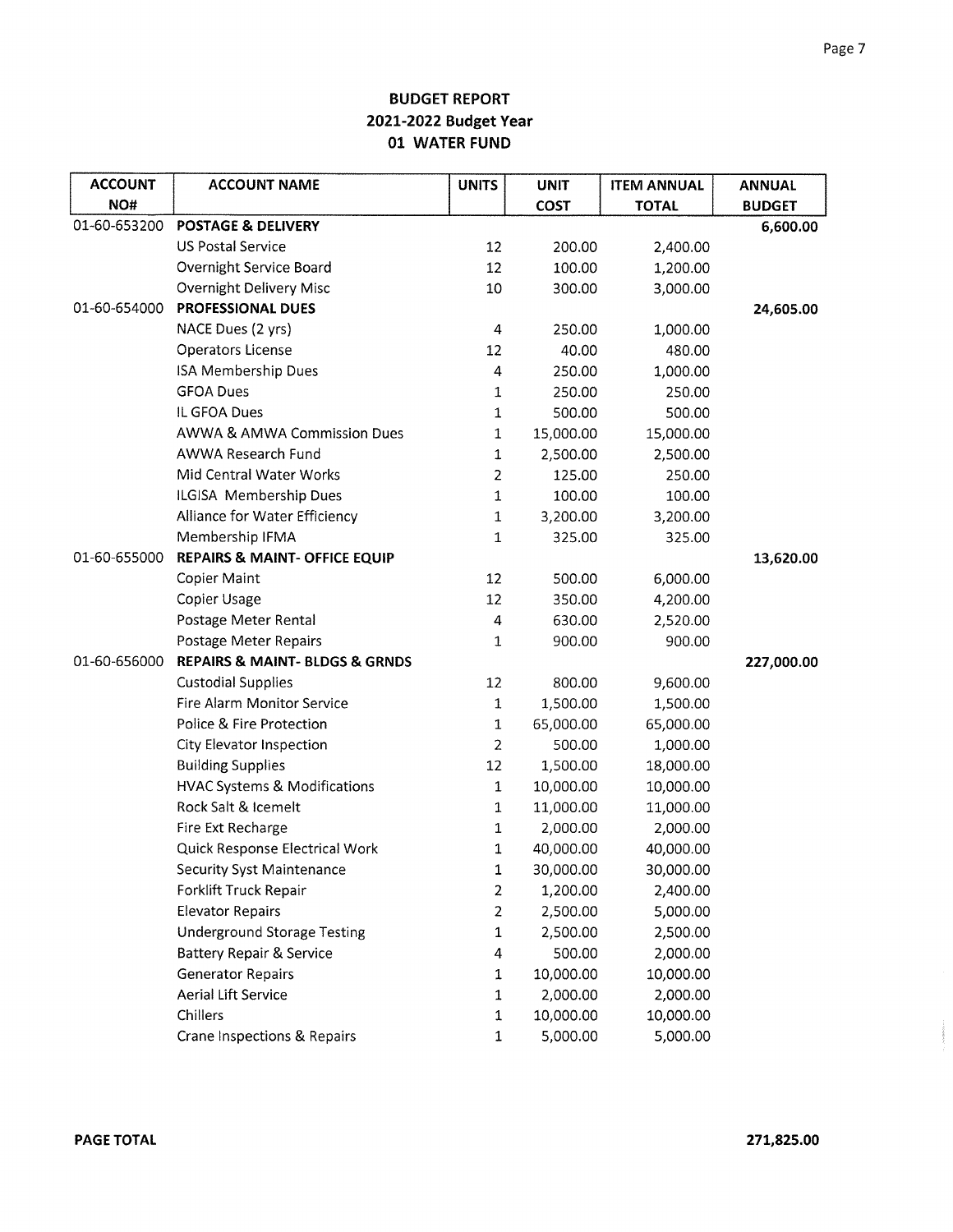**BUDGET REPORT**
**2021-2022 Budget Year**
**01 WATER FUND**

| ACCOUNT NO# | ACCOUNT NAME | UNITS | UNIT COST | ITEM ANNUAL TOTAL | ANNUAL BUDGET |
|---|---|---|---|---|---|
| 01-60-653200 | **POSTAGE & DELIVERY** | | | | **6,600.00** |
| | US Postal Service | 12 | 200.00 | 2,400.00 | |
| | Overnight Service Board | 12 | 100.00 | 1,200.00 | |
| | Overnight Delivery Misc | 10 | 300.00 | 3,000.00 | |
| 01-60-654000 | **PROFESSIONAL DUES** | | | | **24,605.00** |
| | NACE Dues (2 yrs) | 4 | 250.00 | 1,000.00 | |
| | Operators License | 12 | 40.00 | 480.00 | |
| | ISA Membership Dues | 4 | 250.00 | 1,000.00 | |
| | GFOA Dues | 1 | 250.00 | 250.00 | |
| | IL GFOA Dues | 1 | 500.00 | 500.00 | |
| | AWWA & AMWA Commission Dues | 1 | 15,000.00 | 15,000.00 | |
| | AWWA Research Fund | 1 | 2,500.00 | 2,500.00 | |
| | Mid Central Water Works | 2 | 125.00 | 250.00 | |
| | ILGISA Membership Dues | 1 | 100.00 | 100.00 | |
| | Alliance for Water Efficiency | 1 | 3,200.00 | 3,200.00 | |
| | Membership IFMA | 1 | 325.00 | 325.00 | |
| 01-60-655000 | **REPAIRS & MAINT- OFFICE EQUIP** | | | | **13,620.00** |
| | Copier Maint | 12 | 500.00 | 6,000.00 | |
| | Copier Usage | 12 | 350.00 | 4,200.00 | |
| | Postage Meter Rental | 4 | 630.00 | 2,520.00 | |
| | Postage Meter Repairs | 1 | 900.00 | 900.00 | |
| 01-60-656000 | **REPAIRS & MAINT- BLDGS & GRNDS** | | | | **227,000.00** |
| | Custodial Supplies | 12 | 800.00 | 9,600.00 | |
| | Fire Alarm Monitor Service | 1 | 1,500.00 | 1,500.00 | |
| | Police & Fire Protection | 1 | 65,000.00 | 65,000.00 | |
| | City Elevator Inspection | 2 | 500.00 | 1,000.00 | |
| | Building Supplies | 12 | 1,500.00 | 18,000.00 | |
| | HVAC Systems & Modifications | 1 | 10,000.00 | 10,000.00 | |
| | Rock Salt & Icemelt | 1 | 11,000.00 | 11,000.00 | |
| | Fire Ext Recharge | 1 | 2,000.00 | 2,000.00 | |
| | Quick Response Electrical Work | 1 | 40,000.00 | 40,000.00 | |
| | Security Syst Maintenance | 1 | 30,000.00 | 30,000.00 | |
| | Forklift Truck Repair | 2 | 1,200.00 | 2,400.00 | |
| | Elevator Repairs | 2 | 2,500.00 | 5,000.00 | |
| | Underground Storage Testing | 1 | 2,500.00 | 2,500.00 | |
| | Battery Repair & Service | 4 | 500.00 | 2,000.00 | |
| | Generator Repairs | 1 | 10,000.00 | 10,000.00 | |
| | Aerial Lift Service | 1 | 2,000.00 | 2,000.00 | |
| | Chillers | 1 | 10,000.00 | 10,000.00 | |
| | Crane Inspections & Repairs | 1 | 5,000.00 | 5,000.00 | |

**PAGE TOTAL** **271,825.00**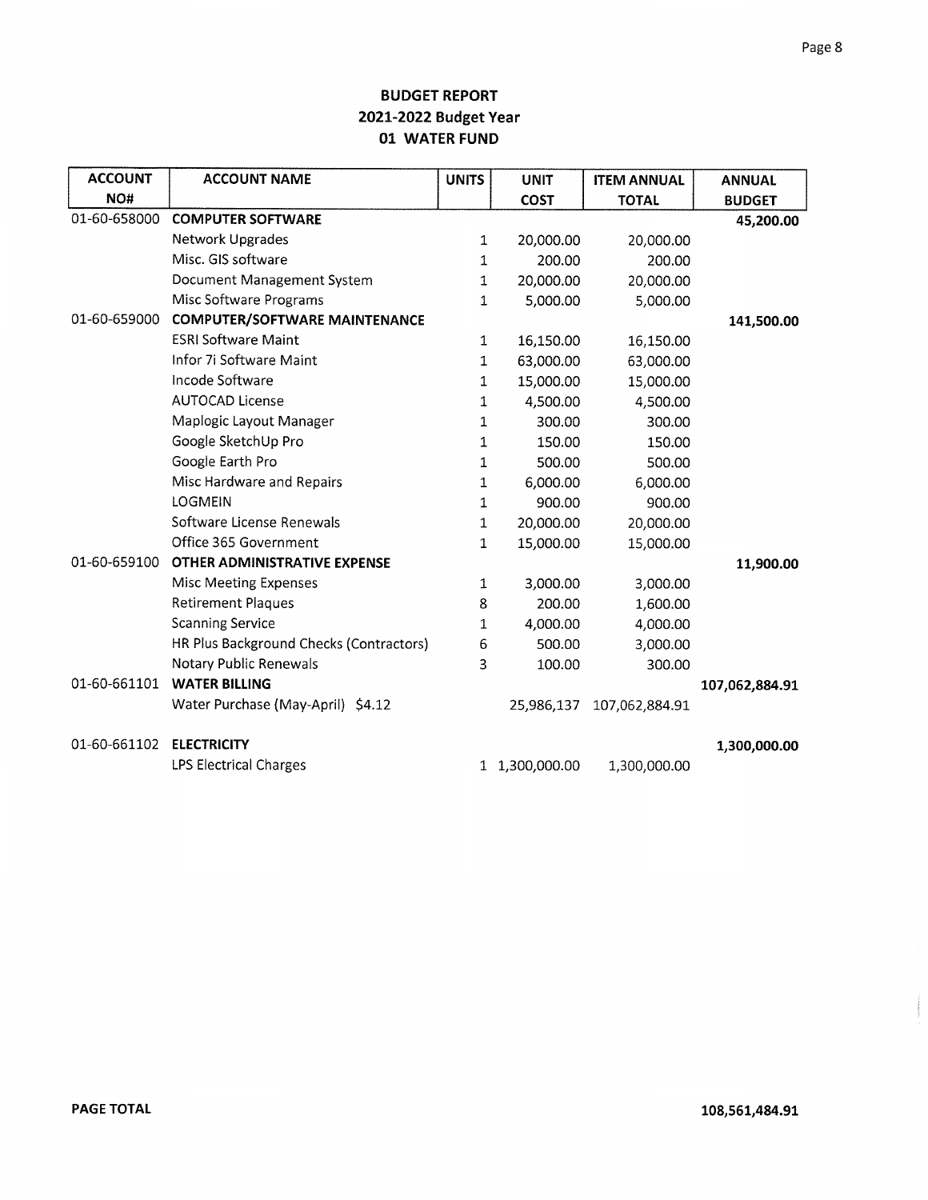# BUDGET REPORT
## 2021-2022 Budget Year
## 01 WATER FUND

| ACCOUNT NO# | ACCOUNT NAME | UNITS | UNIT COST | ITEM ANNUAL TOTAL | ANNUAL BUDGET |
|---|---|---|---|---|---|
| 01-60-658000 | **COMPUTER SOFTWARE** | | | | **45,200.00** |
| | Network Upgrades | 1 | 20,000.00 | 20,000.00 | |
| | Misc. GIS software | 1 | 200.00 | 200.00 | |
| | Document Management System | 1 | 20,000.00 | 20,000.00 | |
| | Misc Software Programs | 1 | 5,000.00 | 5,000.00 | |
| 01-60-659000 | **COMPUTER/SOFTWARE MAINTENANCE** | | | | **141,500.00** |
| | ESRI Software Maint | 1 | 16,150.00 | 16,150.00 | |
| | Infor 7i Software Maint | 1 | 63,000.00 | 63,000.00 | |
| | Incode Software | 1 | 15,000.00 | 15,000.00 | |
| | AUTOCAD License | 1 | 4,500.00 | 4,500.00 | |
| | Maplogic Layout Manager | 1 | 300.00 | 300.00 | |
| | Google SketchUp Pro | 1 | 150.00 | 150.00 | |
| | Google Earth Pro | 1 | 500.00 | 500.00 | |
| | Misc Hardware and Repairs | 1 | 6,000.00 | 6,000.00 | |
| | LOGMEIN | 1 | 900.00 | 900.00 | |
| | Software License Renewals | 1 | 20,000.00 | 20,000.00 | |
| | Office 365 Government | 1 | 15,000.00 | 15,000.00 | |
| 01-60-659100 | **OTHER ADMINISTRATIVE EXPENSE** | | | | **11,900.00** |
| | Misc Meeting Expenses | 1 | 3,000.00 | 3,000.00 | |
| | Retirement Plaques | 8 | 200.00 | 1,600.00 | |
| | Scanning Service | 1 | 4,000.00 | 4,000.00 | |
| | HR Plus Background Checks (Contractors) | 6 | 500.00 | 3,000.00 | |
| | Notary Public Renewals | 3 | 100.00 | 300.00 | |
| 01-60-661101 | **WATER BILLING** | | | | **107,062,884.91** |
| | Water Purchase (May-April) $4.12 | | 25,986,137 | 107,062,884.91 | |
| 01-60-661102 | **ELECTRICITY** | | | | **1,300,000.00** |
| | LPS Electrical Charges | 1 | 1,300,000.00 | 1,300,000.00 | |

**PAGE TOTAL** **108,561,484.91**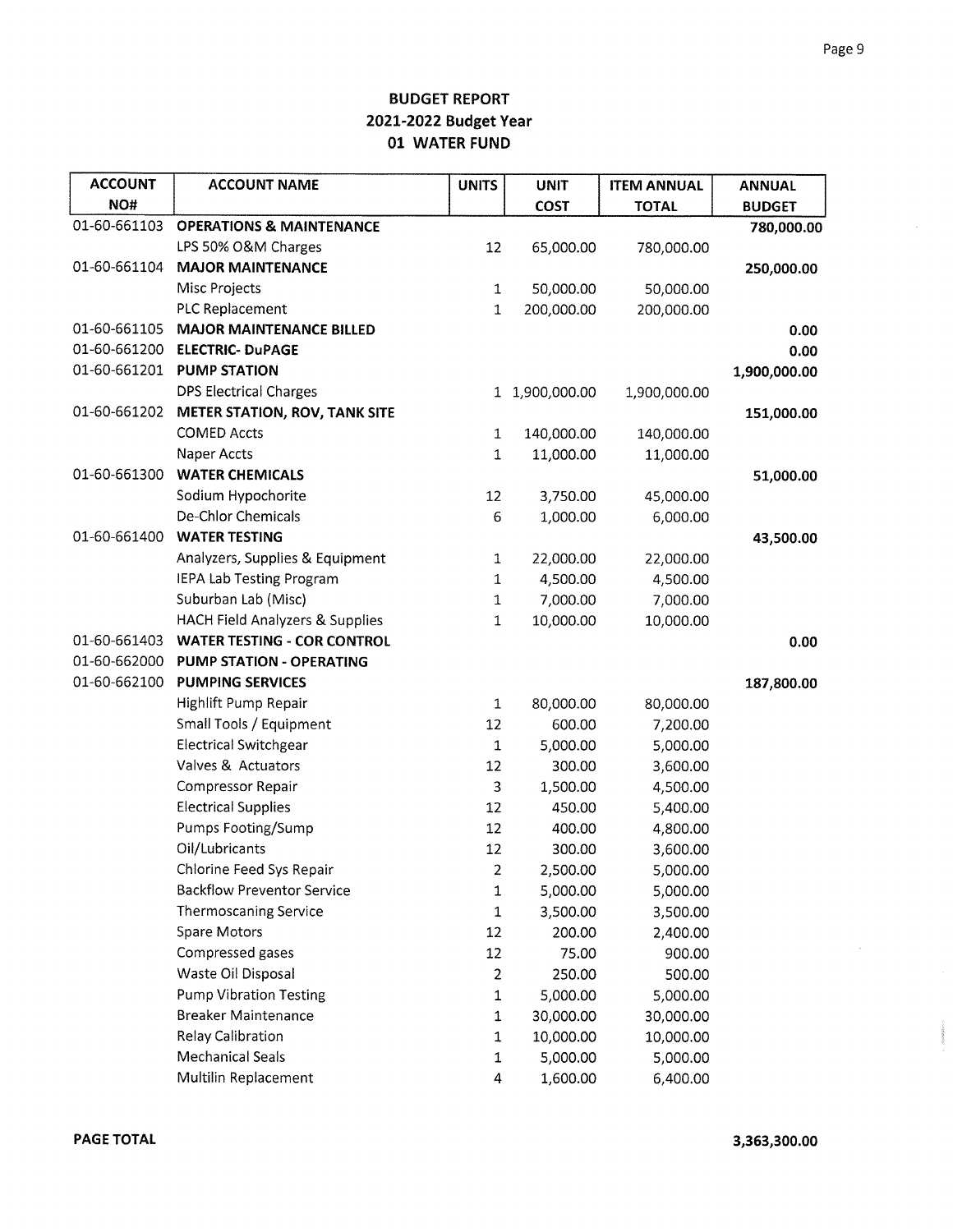## BUDGET REPORT
## 2021-2022 Budget Year
## 01 WATER FUND

| ACCOUNT NO# | ACCOUNT NAME | UNITS | UNIT COST | ITEM ANNUAL TOTAL | ANNUAL BUDGET |
|---|---|---|---|---|---|
| 01-60-661103 | **OPERATIONS & MAINTENANCE** | | | | **780,000.00** |
| | LPS 50% O&M Charges | 12 | 65,000.00 | 780,000.00 | |
| 01-60-661104 | **MAJOR MAINTENANCE** | | | | **250,000.00** |
| | Misc Projects | 1 | 50,000.00 | 50,000.00 | |
| | PLC Replacement | 1 | 200,000.00 | 200,000.00 | |
| 01-60-661105 | **MAJOR MAINTENANCE BILLED** | | | | **0.00** |
| 01-60-661200 | **ELECTRIC- DuPAGE** | | | | **0.00** |
| 01-60-661201 | **PUMP STATION** | | | | **1,900,000.00** |
| | DPS Electrical Charges | 1 | 1,900,000.00 | 1,900,000.00 | |
| 01-60-661202 | **METER STATION, ROV, TANK SITE** | | | | **151,000.00** |
| | COMED Accts | 1 | 140,000.00 | 140,000.00 | |
| | Naper Accts | 1 | 11,000.00 | 11,000.00 | |
| 01-60-661300 | **WATER CHEMICALS** | | | | **51,000.00** |
| | Sodium Hypochorite | 12 | 3,750.00 | 45,000.00 | |
| | De-Chlor Chemicals | 6 | 1,000.00 | 6,000.00 | |
| 01-60-661400 | **WATER TESTING** | | | | **43,500.00** |
| | Analyzers, Supplies & Equipment | 1 | 22,000.00 | 22,000.00 | |
| | IEPA Lab Testing Program | 1 | 4,500.00 | 4,500.00 | |
| | Suburban Lab (Misc) | 1 | 7,000.00 | 7,000.00 | |
| | HACH Field Analyzers & Supplies | 1 | 10,000.00 | 10,000.00 | |
| 01-60-661403 | **WATER TESTING - COR CONTROL** | | | | **0.00** |
| 01-60-662000 | **PUMP STATION - OPERATING** | | | | |
| 01-60-662100 | **PUMPING SERVICES** | | | | **187,800.00** |
| | Highlift Pump Repair | 1 | 80,000.00 | 80,000.00 | |
| | Small Tools / Equipment | 12 | 600.00 | 7,200.00 | |
| | Electrical Switchgear | 1 | 5,000.00 | 5,000.00 | |
| | Valves & Actuators | 12 | 300.00 | 3,600.00 | |
| | Compressor Repair | 3 | 1,500.00 | 4,500.00 | |
| | Electrical Supplies | 12 | 450.00 | 5,400.00 | |
| | Pumps Footing/Sump | 12 | 400.00 | 4,800.00 | |
| | Oil/Lubricants | 12 | 300.00 | 3,600.00 | |
| | Chlorine Feed Sys Repair | 2 | 2,500.00 | 5,000.00 | |
| | Backflow Preventor Service | 1 | 5,000.00 | 5,000.00 | |
| | Thermoscaning Service | 1 | 3,500.00 | 3,500.00 | |
| | Spare Motors | 12 | 200.00 | 2,400.00 | |
| | Compressed gases | 12 | 75.00 | 900.00 | |
| | Waste Oil Disposal | 2 | 250.00 | 500.00 | |
| | Pump Vibration Testing | 1 | 5,000.00 | 5,000.00 | |
| | Breaker Maintenance | 1 | 30,000.00 | 30,000.00 | |
| | Relay Calibration | 1 | 10,000.00 | 10,000.00 | |
| | Mechanical Seals | 1 | 5,000.00 | 5,000.00 | |
| | Multilin Replacement | 4 | 1,600.00 | 6,400.00 | |

**PAGE TOTAL** **3,363,300.00**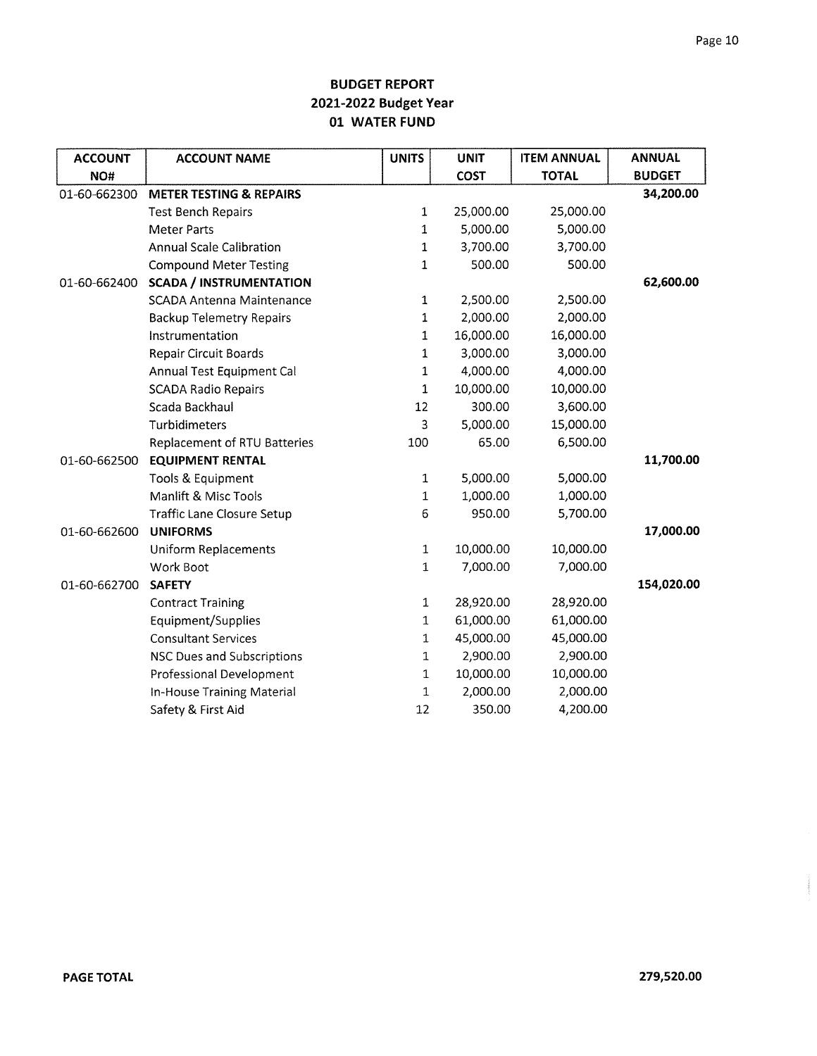**BUDGET REPORT**
**2021-2022 Budget Year**
**01 WATER FUND**

| ACCOUNT NO# | ACCOUNT NAME | UNITS | UNIT COST | ITEM ANNUAL TOTAL | ANNUAL BUDGET |
|---|---|---|---|---|---|
| 01-60-662300 | **METER TESTING & REPAIRS** | | | | **34,200.00** |
| | Test Bench Repairs | 1 | 25,000.00 | 25,000.00 | |
| | Meter Parts | 1 | 5,000.00 | 5,000.00 | |
| | Annual Scale Calibration | 1 | 3,700.00 | 3,700.00 | |
| | Compound Meter Testing | 1 | 500.00 | 500.00 | |
| 01-60-662400 | **SCADA / INSTRUMENTATION** | | | | **62,600.00** |
| | SCADA Antenna Maintenance | 1 | 2,500.00 | 2,500.00 | |
| | Backup Telemetry Repairs | 1 | 2,000.00 | 2,000.00 | |
| | Instrumentation | 1 | 16,000.00 | 16,000.00 | |
| | Repair Circuit Boards | 1 | 3,000.00 | 3,000.00 | |
| | Annual Test Equipment Cal | 1 | 4,000.00 | 4,000.00 | |
| | SCADA Radio Repairs | 1 | 10,000.00 | 10,000.00 | |
| | Scada Backhaul | 12 | 300.00 | 3,600.00 | |
| | Turbidimeters | 3 | 5,000.00 | 15,000.00 | |
| | Replacement of RTU Batteries | 100 | 65.00 | 6,500.00 | |
| 01-60-662500 | **EQUIPMENT RENTAL** | | | | **11,700.00** |
| | Tools & Equipment | 1 | 5,000.00 | 5,000.00 | |
| | Manlift & Misc Tools | 1 | 1,000.00 | 1,000.00 | |
| | Traffic Lane Closure Setup | 6 | 950.00 | 5,700.00 | |
| 01-60-662600 | **UNIFORMS** | | | | **17,000.00** |
| | Uniform Replacements | 1 | 10,000.00 | 10,000.00 | |
| | Work Boot | 1 | 7,000.00 | 7,000.00 | |
| 01-60-662700 | **SAFETY** | | | | **154,020.00** |
| | Contract Training | 1 | 28,920.00 | 28,920.00 | |
| | Equipment/Supplies | 1 | 61,000.00 | 61,000.00 | |
| | Consultant Services | 1 | 45,000.00 | 45,000.00 | |
| | NSC Dues and Subscriptions | 1 | 2,900.00 | 2,900.00 | |
| | Professional Development | 1 | 10,000.00 | 10,000.00 | |
| | In-House Training Material | 1 | 2,000.00 | 2,000.00 | |
| | Safety & First Aid | 12 | 350.00 | 4,200.00 | |

**PAGE TOTAL** **279,520.00**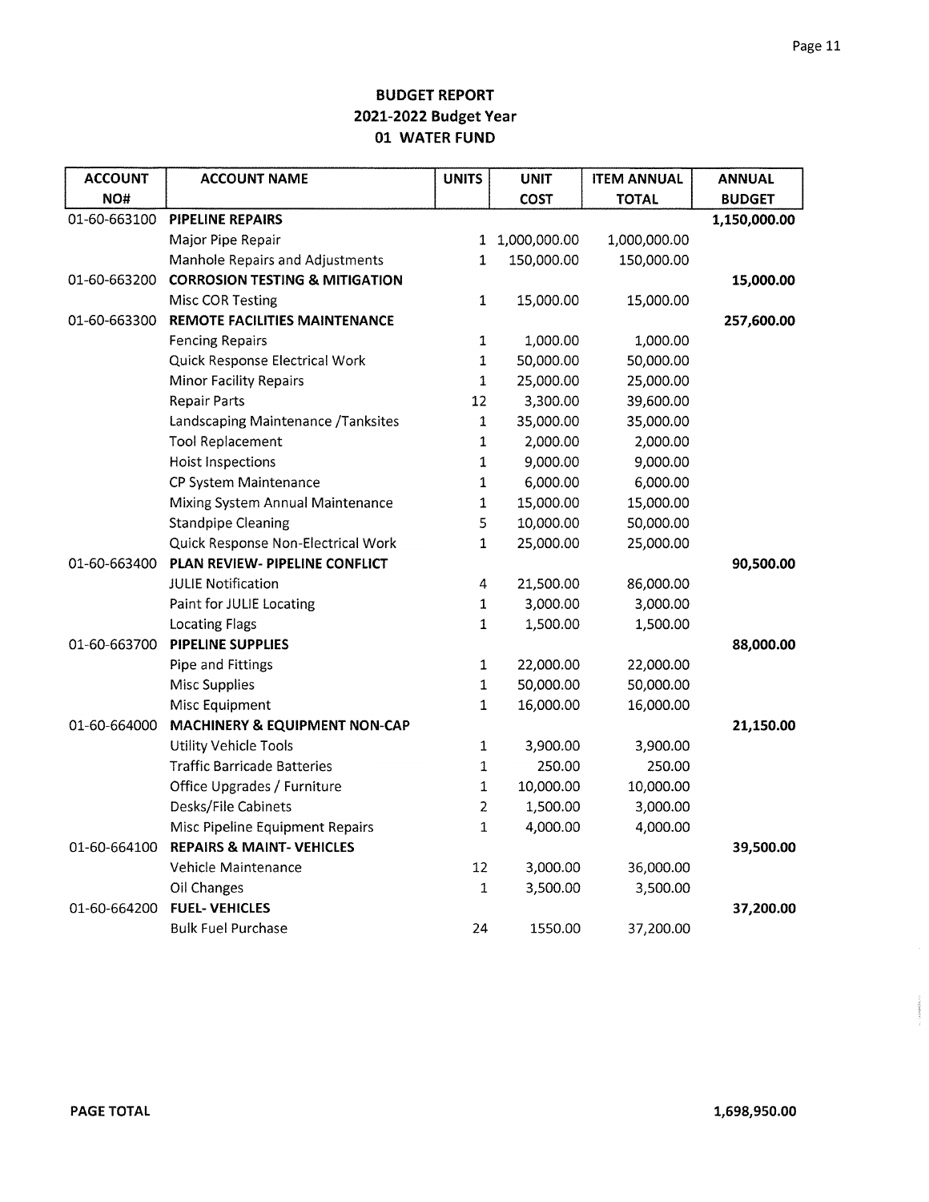**BUDGET REPORT**
**2021-2022 Budget Year**
**01 WATER FUND**

| ACCOUNT NO# | ACCOUNT NAME | UNITS | UNIT COST | ITEM ANNUAL TOTAL | ANNUAL BUDGET |
|---|---|---|---|---|---|
| 01-60-663100 | **PIPELINE REPAIRS** | | | | **1,150,000.00** |
| | Major Pipe Repair | 1 | 1,000,000.00 | 1,000,000.00 | |
| | Manhole Repairs and Adjustments | 1 | 150,000.00 | 150,000.00 | |
| 01-60-663200 | **CORROSION TESTING & MITIGATION** | | | | **15,000.00** |
| | Misc COR Testing | 1 | 15,000.00 | 15,000.00 | |
| 01-60-663300 | **REMOTE FACILITIES MAINTENANCE** | | | | **257,600.00** |
| | Fencing Repairs | 1 | 1,000.00 | 1,000.00 | |
| | Quick Response Electrical Work | 1 | 50,000.00 | 50,000.00 | |
| | Minor Facility Repairs | 1 | 25,000.00 | 25,000.00 | |
| | Repair Parts | 12 | 3,300.00 | 39,600.00 | |
| | Landscaping Maintenance /Tanksites | 1 | 35,000.00 | 35,000.00 | |
| | Tool Replacement | 1 | 2,000.00 | 2,000.00 | |
| | Hoist Inspections | 1 | 9,000.00 | 9,000.00 | |
| | CP System Maintenance | 1 | 6,000.00 | 6,000.00 | |
| | Mixing System Annual Maintenance | 1 | 15,000.00 | 15,000.00 | |
| | Standpipe Cleaning | 5 | 10,000.00 | 50,000.00 | |
| | Quick Response Non-Electrical Work | 1 | 25,000.00 | 25,000.00 | |
| 01-60-663400 | **PLAN REVIEW- PIPELINE CONFLICT** | | | | **90,500.00** |
| | JULIE Notification | 4 | 21,500.00 | 86,000.00 | |
| | Paint for JULIE Locating | 1 | 3,000.00 | 3,000.00 | |
| | Locating Flags | 1 | 1,500.00 | 1,500.00 | |
| 01-60-663700 | **PIPELINE SUPPLIES** | | | | **88,000.00** |
| | Pipe and Fittings | 1 | 22,000.00 | 22,000.00 | |
| | Misc Supplies | 1 | 50,000.00 | 50,000.00 | |
| | Misc Equipment | 1 | 16,000.00 | 16,000.00 | |
| 01-60-664000 | **MACHINERY & EQUIPMENT NON-CAP** | | | | **21,150.00** |
| | Utility Vehicle Tools | 1 | 3,900.00 | 3,900.00 | |
| | Traffic Barricade Batteries | 1 | 250.00 | 250.00 | |
| | Office Upgrades / Furniture | 1 | 10,000.00 | 10,000.00 | |
| | Desks/File Cabinets | 2 | 1,500.00 | 3,000.00 | |
| | Misc Pipeline Equipment Repairs | 1 | 4,000.00 | 4,000.00 | |
| 01-60-664100 | **REPAIRS & MAINT- VEHICLES** | | | | **39,500.00** |
| | Vehicle Maintenance | 12 | 3,000.00 | 36,000.00 | |
| | Oil Changes | 1 | 3,500.00 | 3,500.00 | |
| 01-60-664200 | **FUEL- VEHICLES** | | | | **37,200.00** |
| | Bulk Fuel Purchase | 24 | 1550.00 | 37,200.00 | |

**PAGE TOTAL** **1,698,950.00**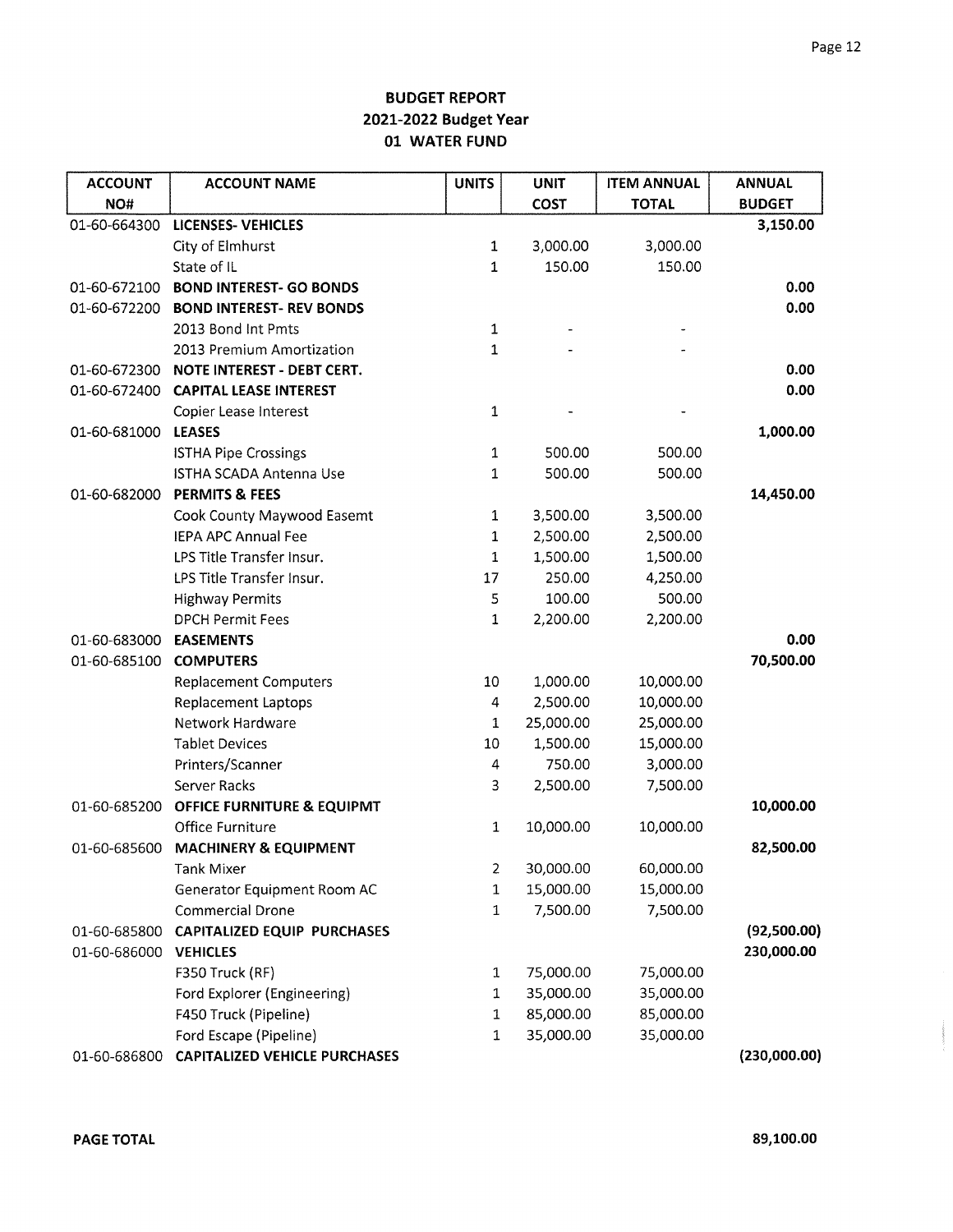# BUDGET REPORT
## 2021-2022 Budget Year
## 01 WATER FUND

| ACCOUNT NO# | ACCOUNT NAME | UNITS | UNIT COST | ITEM ANNUAL TOTAL | ANNUAL BUDGET |
|---|---|---|---|---|---|
| 01-60-664300 | **LICENSES- VEHICLES** | | | | **3,150.00** |
| | City of Elmhurst | 1 | 3,000.00 | 3,000.00 | |
| | State of IL | 1 | 150.00 | 150.00 | |
| 01-60-672100 | **BOND INTEREST- GO BONDS** | | | | **0.00** |
| 01-60-672200 | **BOND INTEREST- REV BONDS** | | | | **0.00** |
| | 2013 Bond Int Pmts | 1 | - | - | |
| | 2013 Premium Amortization | 1 | - | - | |
| 01-60-672300 | **NOTE INTEREST - DEBT CERT.** | | | | **0.00** |
| 01-60-672400 | **CAPITAL LEASE INTEREST** | | | | **0.00** |
| | Copier Lease Interest | 1 | - | - | |
| 01-60-681000 | **LEASES** | | | | **1,000.00** |
| | ISTHA Pipe Crossings | 1 | 500.00 | 500.00 | |
| | ISTHA SCADA Antenna Use | 1 | 500.00 | 500.00 | |
| 01-60-682000 | **PERMITS & FEES** | | | | **14,450.00** |
| | Cook County Maywood Easemt | 1 | 3,500.00 | 3,500.00 | |
| | IEPA APC Annual Fee | 1 | 2,500.00 | 2,500.00 | |
| | LPS Title Transfer Insur. | 1 | 1,500.00 | 1,500.00 | |
| | LPS Title Transfer Insur. | 17 | 250.00 | 4,250.00 | |
| | Highway Permits | 5 | 100.00 | 500.00 | |
| | DPCH Permit Fees | 1 | 2,200.00 | 2,200.00 | |
| 01-60-683000 | **EASEMENTS** | | | | **0.00** |
| 01-60-685100 | **COMPUTERS** | | | | **70,500.00** |
| | Replacement Computers | 10 | 1,000.00 | 10,000.00 | |
| | Replacement Laptops | 4 | 2,500.00 | 10,000.00 | |
| | Network Hardware | 1 | 25,000.00 | 25,000.00 | |
| | Tablet Devices | 10 | 1,500.00 | 15,000.00 | |
| | Printers/Scanner | 4 | 750.00 | 3,000.00 | |
| | Server Racks | 3 | 2,500.00 | 7,500.00 | |
| 01-60-685200 | **OFFICE FURNITURE & EQUIPMT** | | | | **10,000.00** |
| | Office Furniture | 1 | 10,000.00 | 10,000.00 | |
| 01-60-685600 | **MACHINERY & EQUIPMENT** | | | | **82,500.00** |
| | Tank Mixer | 2 | 30,000.00 | 60,000.00 | |
| | Generator Equipment Room AC | 1 | 15,000.00 | 15,000.00 | |
| | Commercial Drone | 1 | 7,500.00 | 7,500.00 | |
| 01-60-685800 | **CAPITALIZED EQUIP PURCHASES** | | | | **(92,500.00)** |
| 01-60-686000 | **VEHICLES** | | | | **230,000.00** |
| | F350 Truck (RF) | 1 | 75,000.00 | 75,000.00 | |
| | Ford Explorer (Engineering) | 1 | 35,000.00 | 35,000.00 | |
| | F450 Truck (Pipeline) | 1 | 85,000.00 | 85,000.00 | |
| | Ford Escape (Pipeline) | 1 | 35,000.00 | 35,000.00 | |
| 01-60-686800 | **CAPITALIZED VEHICLE PURCHASES** | | | | **(230,000.00)** |

**PAGE TOTAL** **89,100.00**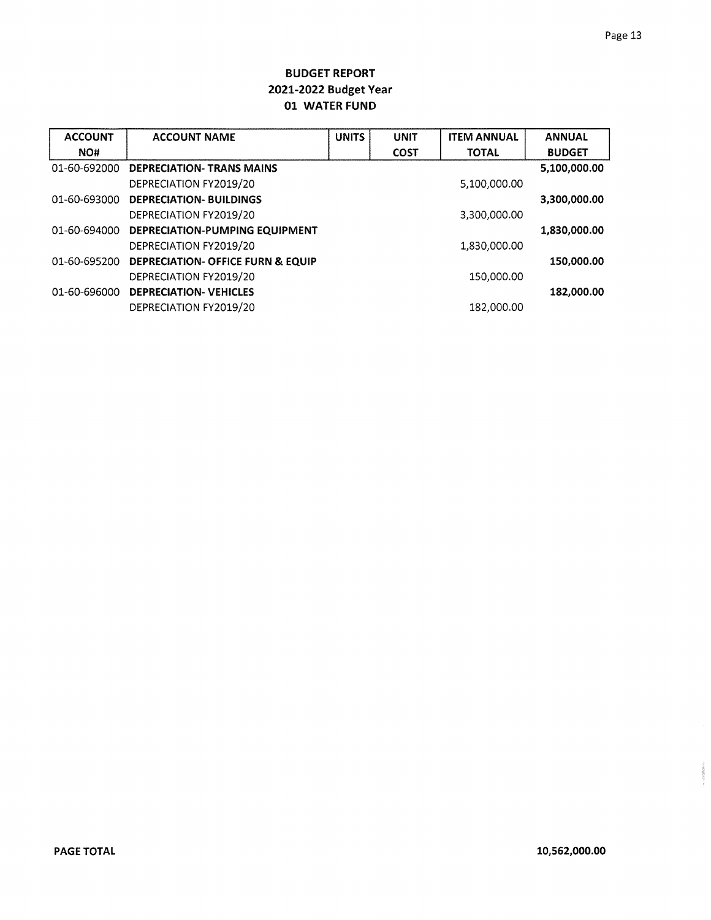# BUDGET REPORT
## 2021-2022 Budget Year
## 01 WATER FUND

| ACCOUNT NO# | ACCOUNT NAME | UNITS | UNIT COST | ITEM ANNUAL TOTAL | ANNUAL BUDGET |
|---|---|---|---|---|---|
| 01-60-692000 | **DEPRECIATION- TRANS MAINS** | | | | **5,100,000.00** |
| | DEPRECIATION FY2019/20 | | | 5,100,000.00 | |
| 01-60-693000 | **DEPRECIATION- BUILDINGS** | | | | **3,300,000.00** |
| | DEPRECIATION FY2019/20 | | | 3,300,000.00 | |
| 01-60-694000 | **DEPRECIATION-PUMPING EQUIPMENT** | | | | **1,830,000.00** |
| | DEPRECIATION FY2019/20 | | | 1,830,000.00 | |
| 01-60-695200 | **DEPRECIATION- OFFICE FURN & EQUIP** | | | | **150,000.00** |
| | DEPRECIATION FY2019/20 | | | 150,000.00 | |
| 01-60-696000 | **DEPRECIATION- VEHICLES** | | | | **182,000.00** |
| | DEPRECIATION FY2019/20 | | | 182,000.00 | |

**PAGE TOTAL** **10,562,000.00**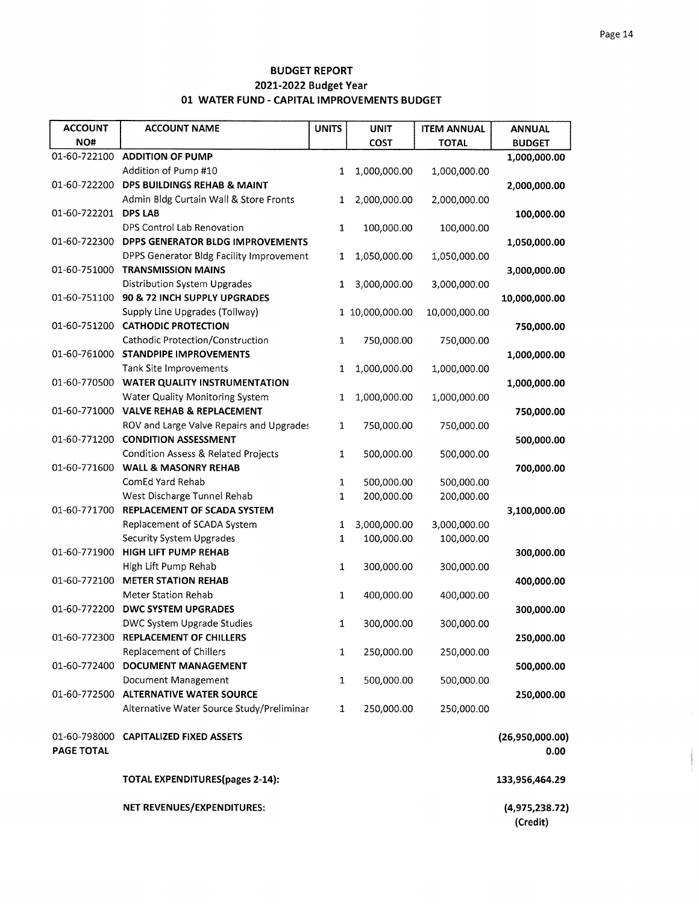# BUDGET REPORT
## 2021-2022 Budget Year
## 01 WATER FUND - CAPITAL IMPROVEMENTS BUDGET

| ACCOUNT NO# | ACCOUNT NAME | UNITS | UNIT COST | ITEM ANNUAL TOTAL | ANNUAL BUDGET |
|---|---|---|---|---|---|
| 01-60-722100 | **ADDITION OF PUMP** | | | | **1,000,000.00** |
| | Addition of Pump #10 | 1 | 1,000,000.00 | 1,000,000.00 | |
| 01-60-722200 | **DPS BUILDINGS REHAB & MAINT** | | | | **2,000,000.00** |
| | Admin Bldg Curtain Wall & Store Fronts | 1 | 2,000,000.00 | 2,000,000.00 | |
| 01-60-722201 | **DPS LAB** | | | | **100,000.00** |
| | DPS Control Lab Renovation | 1 | 100,000.00 | 100,000.00 | |
| 01-60-722300 | **DPPS GENERATOR BLDG IMPROVEMENTS** | | | | **1,050,000.00** |
| | DPPS Generator Bldg Facility Improvement | 1 | 1,050,000.00 | 1,050,000.00 | |
| 01-60-751000 | **TRANSMISSION MAINS** | | | | **3,000,000.00** |
| | Distribution System Upgrades | 1 | 3,000,000.00 | 3,000,000.00 | |
| 01-60-751100 | **90 & 72 INCH SUPPLY UPGRADES** | | | | **10,000,000.00** |
| | Supply Line Upgrades (Tollway) | 1 | 10,000,000.00 | 10,000,000.00 | |
| 01-60-751200 | **CATHODIC PROTECTION** | | | | **750,000.00** |
| | Cathodic Protection/Construction | 1 | 750,000.00 | 750,000.00 | |
| 01-60-761000 | **STANDPIPE IMPROVEMENTS** | | | | **1,000,000.00** |
| | Tank Site Improvements | 1 | 1,000,000.00 | 1,000,000.00 | |
| 01-60-770500 | **WATER QUALITY INSTRUMENTATION** | | | | **1,000,000.00** |
| | Water Quality Monitoring System | 1 | 1,000,000.00 | 1,000,000.00 | |
| 01-60-771000 | **VALVE REHAB & REPLACEMENT** | | | | **750,000.00** |
| | ROV and Large Valve Repairs and Upgrade: | 1 | 750,000.00 | 750,000.00 | |
| 01-60-771200 | **CONDITION ASSESSMENT** | | | | **500,000.00** |
| | Condition Assess & Related Projects | 1 | 500,000.00 | 500,000.00 | |
| 01-60-771600 | **WALL & MASONRY REHAB** | | | | **700,000.00** |
| | ComEd Yard Rehab | 1 | 500,000.00 | 500,000.00 | |
| | West Discharge Tunnel Rehab | 1 | 200,000.00 | 200,000.00 | |
| 01-60-771700 | **REPLACEMENT OF SCADA SYSTEM** | | | | **3,100,000.00** |
| | Replacement of SCADA System | 1 | 3,000,000.00 | 3,000,000.00 | |
| | Security System Upgrades | 1 | 100,000.00 | 100,000.00 | |
| 01-60-771900 | **HIGH LIFT PUMP REHAB** | | | | **300,000.00** |
| | High Lift Pump Rehab | 1 | 300,000.00 | 300,000.00 | |
| 01-60-772100 | **METER STATION REHAB** | | | | **400,000.00** |
| | Meter Station Rehab | 1 | 400,000.00 | 400,000.00 | |
| 01-60-772200 | **DWC SYSTEM UPGRADES** | | | | **300,000.00** |
| | DWC System Upgrade Studies | 1 | 300,000.00 | 300,000.00 | |
| 01-60-772300 | **REPLACEMENT OF CHILLERS** | | | | **250,000.00** |
| | Replacement of Chillers | 1 | 250,000.00 | 250,000.00 | |
| 01-60-772400 | **DOCUMENT MANAGEMENT** | | | | **500,000.00** |
| | Document Management | 1 | 500,000.00 | 500,000.00 | |
| 01-60-772500 | **ALTERNATIVE WATER SOURCE** | | | | **250,000.00** |
| | Alternative Water Source Study/Preliminar | 1 | 250,000.00 | 250,000.00 | |
| 01-60-798000 | **CAPITALIZED FIXED ASSETS** | | | | **(26,950,000.00)** |
| **PAGE TOTAL** | | | | | **0.00** |
| | **TOTAL EXPENDITURES(pages 2-14):** | | | | **133,956,464.29** |
| | **NET REVENUES/EXPENDITURES:** | | | | **(4,975,238.72) (Credit)** |